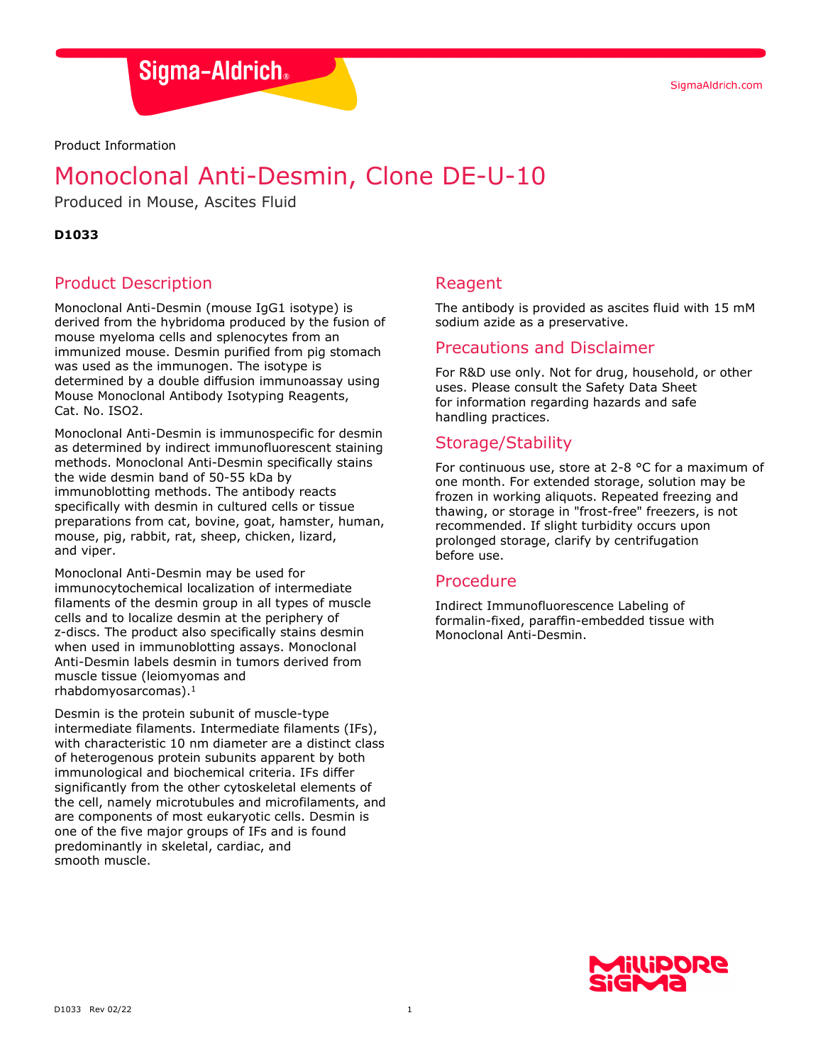Product Information

# Monoclonal Anti-Desmin, Clone DE-U-10

Produced in Mouse, Ascites Fluid

**D1033**

## Product Description

Monoclonal Anti-Desmin (mouse IgG1 isotype) is derived from the hybridoma produced by the fusion of mouse myeloma cells and splenocytes from an immunized mouse. Desmin purified from pig stomach was used as the immunogen. The isotype is determined by a double diffusion immunoassay using Mouse Monoclonal Antibody Isotyping Reagents, Cat. No. ISO2.

Monoclonal Anti-Desmin is immunospecific for desmin as determined by indirect immunofluorescent staining methods. Monoclonal Anti-Desmin specifically stains the wide desmin band of 50-55 kDa by immunoblotting methods. The antibody reacts specifically with desmin in cultured cells or tissue preparations from cat, bovine, goat, hamster, human, mouse, pig, rabbit, rat, sheep, chicken, lizard, and viper.

Monoclonal Anti-Desmin may be used for immunocytochemical localization of intermediate filaments of the desmin group in all types of muscle cells and to localize desmin at the periphery of z-discs. The product also specifically stains desmin when used in immunoblotting assays. Monoclonal Anti-Desmin labels desmin in tumors derived from muscle tissue (leiomyomas and rhabdomyosarcomas).[1]

Desmin is the protein subunit of muscle-type intermediate filaments. Intermediate filaments (IFs), with characteristic 10 nm diameter are a distinct class of heterogenous protein subunits apparent by both immunological and biochemical criteria. IFs differ significantly from the other cytoskeletal elements of the cell, namely microtubules and microfilaments, and are components of most eukaryotic cells. Desmin is one of the five major groups of IFs and is found predominantly in skeletal, cardiac, and smooth muscle.

## Reagent

The antibody is provided as ascites fluid with 15 mM sodium azide as a preservative.

## Precautions and Disclaimer

For R&D use only. Not for drug, household, or other uses. Please consult the Safety Data Sheet for information regarding hazards and safe handling practices.

## Storage/Stability

For continuous use, store at 2-8 °C for a maximum of one month. For extended storage, solution may be frozen in working aliquots. Repeated freezing and thawing, or storage in "frost-free" freezers, is not recommended. If slight turbidity occurs upon prolonged storage, clarify by centrifugation before use.

## Procedure

Indirect Immunofluorescence Labeling of formalin-fixed, paraffin-embedded tissue with Monoclonal Anti-Desmin.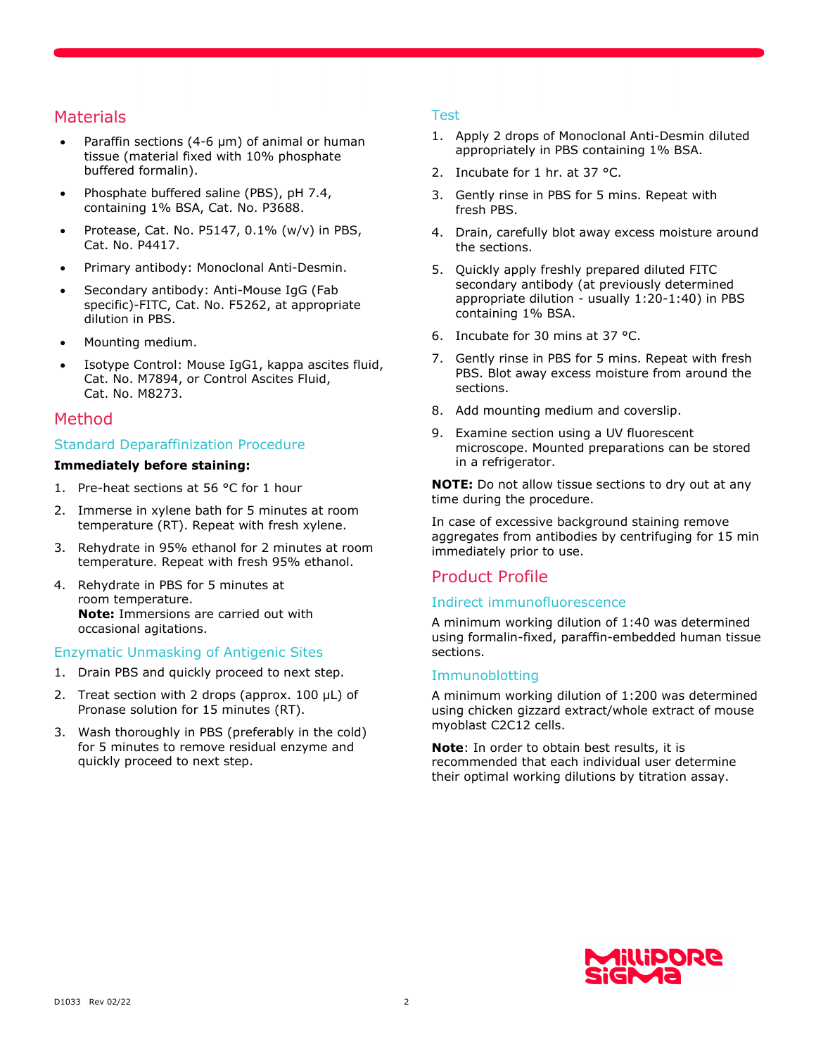## Materials

- Paraffin sections (4-6 μm) of animal or human tissue (material fixed with 10% phosphate buffered formalin).
- Phosphate buffered saline (PBS), pH 7.4, containing 1% BSA, Cat. No. P3688.
- Protease, Cat. No. P5147, 0.1% (w/v) in PBS, Cat. No. P4417.
- Primary antibody: Monoclonal Anti-Desmin.
- Secondary antibody: Anti-Mouse IgG (Fab specific)-FITC, Cat. No. F5262, at appropriate dilution in PBS.
- Mounting medium.
- Isotype Control: Mouse IgG1, kappa ascites fluid, Cat. No. M7894, or Control Ascites Fluid, Cat. No. M8273.

## Method

### Standard Deparaffinization Procedure

**Immediately before staining:**

1. Pre-heat sections at 56 °C for 1 hour
2. Immerse in xylene bath for 5 minutes at room temperature (RT). Repeat with fresh xylene.
3. Rehydrate in 95% ethanol for 2 minutes at room temperature. Repeat with fresh 95% ethanol.
4. Rehydrate in PBS for 5 minutes at room temperature.
   **Note:** Immersions are carried out with occasional agitations.

### Enzymatic Unmasking of Antigenic Sites

1. Drain PBS and quickly proceed to next step.
2. Treat section with 2 drops (approx. 100 μL) of Pronase solution for 15 minutes (RT).
3. Wash thoroughly in PBS (preferably in the cold) for 5 minutes to remove residual enzyme and quickly proceed to next step.

### Test

1. Apply 2 drops of Monoclonal Anti-Desmin diluted appropriately in PBS containing 1% BSA.
2. Incubate for 1 hr. at 37 °C.
3. Gently rinse in PBS for 5 mins. Repeat with fresh PBS.
4. Drain, carefully blot away excess moisture around the sections.
5. Quickly apply freshly prepared diluted FITC secondary antibody (at previously determined appropriate dilution - usually 1:20-1:40) in PBS containing 1% BSA.
6. Incubate for 30 mins at 37 °C.
7. Gently rinse in PBS for 5 mins. Repeat with fresh PBS. Blot away excess moisture from around the sections.
8. Add mounting medium and coverslip.
9. Examine section using a UV fluorescent microscope. Mounted preparations can be stored in a refrigerator.

**NOTE:** Do not allow tissue sections to dry out at any time during the procedure.

In case of excessive background staining remove aggregates from antibodies by centrifuging for 15 min immediately prior to use.

## Product Profile

### Indirect immunofluorescence

A minimum working dilution of 1:40 was determined using formalin-fixed, paraffin-embedded human tissue sections.

### Immunoblotting

A minimum working dilution of 1:200 was determined using chicken gizzard extract/whole extract of mouse myoblast C2C12 cells.

**Note**: In order to obtain best results, it is recommended that each individual user determine their optimal working dilutions by titration assay.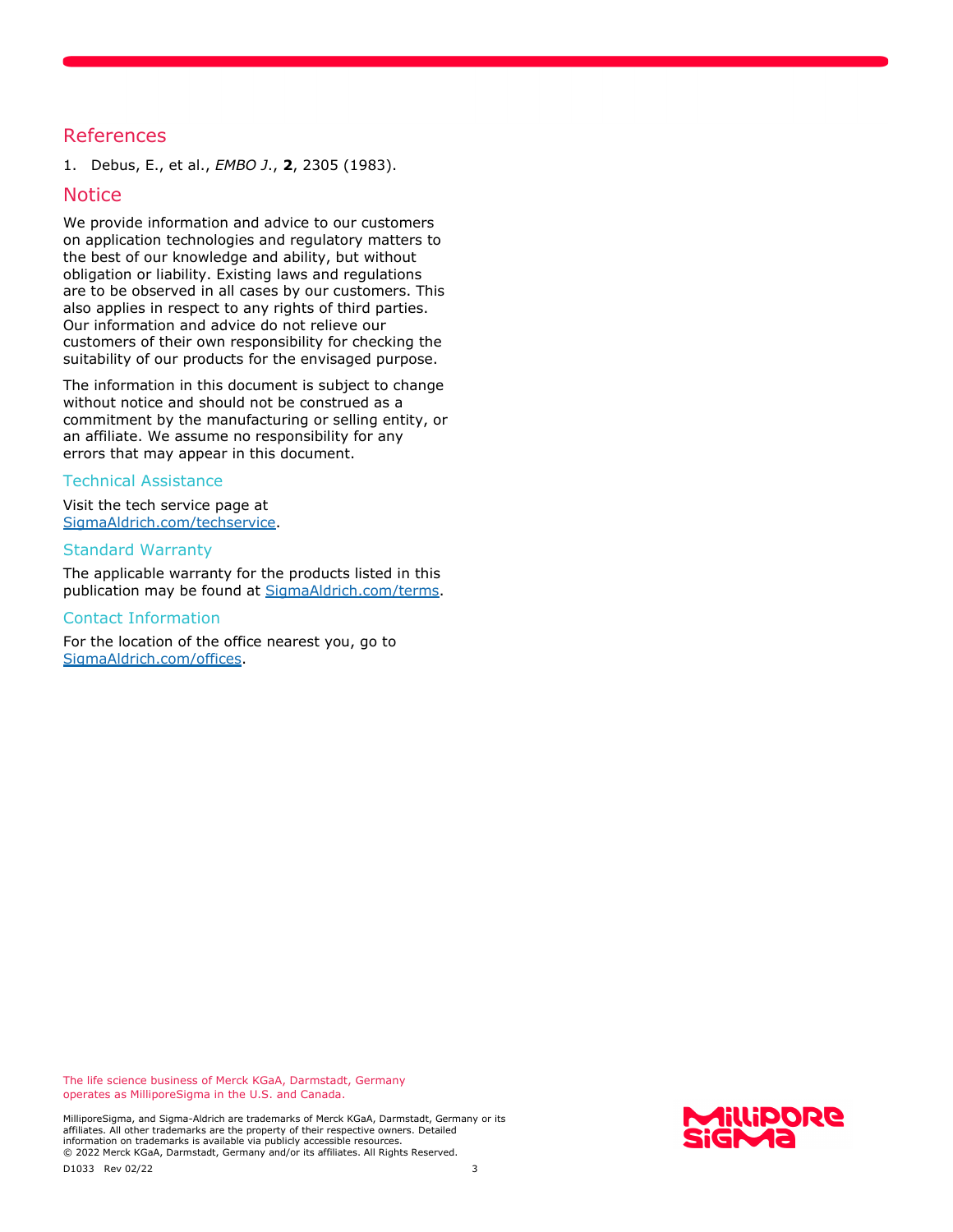## References

1. Debus, E., et al., *EMBO J.*, **2**, 2305 (1983).

## Notice

We provide information and advice to our customers on application technologies and regulatory matters to the best of our knowledge and ability, but without obligation or liability. Existing laws and regulations are to be observed in all cases by our customers. This also applies in respect to any rights of third parties. Our information and advice do not relieve our customers of their own responsibility for checking the suitability of our products for the envisaged purpose.

The information in this document is subject to change without notice and should not be construed as a commitment by the manufacturing or selling entity, or an affiliate. We assume no responsibility for any errors that may appear in this document.

### Technical Assistance

Visit the tech service page at SigmaAldrich.com/techservice.

### Standard Warranty

The applicable warranty for the products listed in this publication may be found at SigmaAldrich.com/terms.

### Contact Information

For the location of the office nearest you, go to SigmaAldrich.com/offices.

The life science business of Merck KGaA, Darmstadt, Germany operates as MilliporeSigma in the U.S. and Canada.

MilliporeSigma, and Sigma-Aldrich are trademarks of Merck KGaA, Darmstadt, Germany or its affiliates. All other trademarks are the property of their respective owners. Detailed information on trademarks is available via publicly accessible resources.
© 2022 Merck KGaA, Darmstadt, Germany and/or its affiliates. All Rights Reserved.

D1033 Rev 02/22

MilliporeSigma